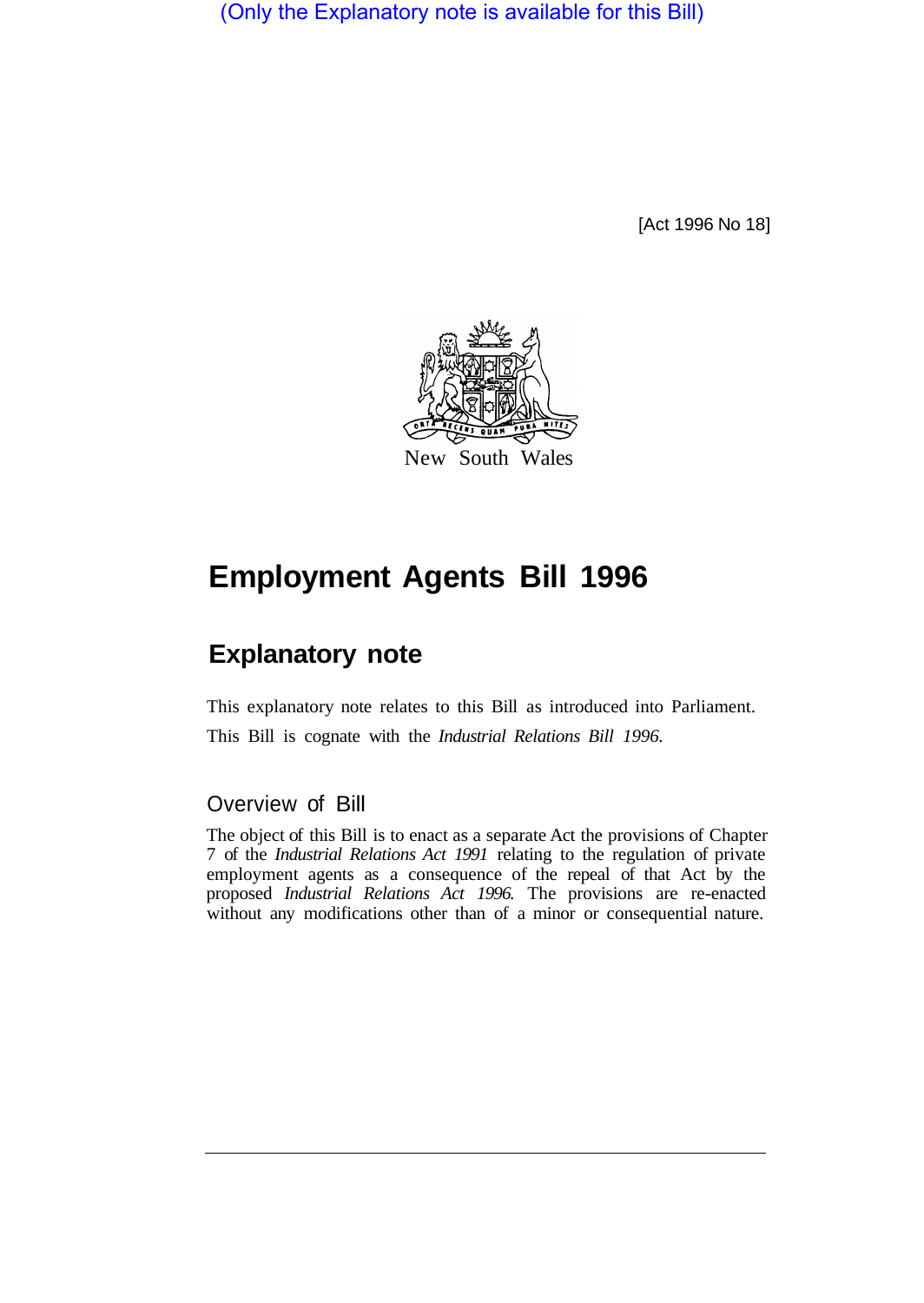(Only the Explanatory note is available for this Bill)

[Act 1996 No 18]

New South Wales

# Employment Agents Bill 1996

## Explanatory note

This explanatory note relates to this Bill as introduced into Parliament.

This Bill is cognate with the *Industrial Relations Bill 1996*.

### Overview of Bill

The object of this Bill is to enact as a separate Act the provisions of Chapter 7 of the *Industrial Relations Act 1991* relating to the regulation of private employment agents as a consequence of the repeal of that Act by the proposed *Industrial Relations Act 1996*. The provisions are re-enacted without any modifications other than of a minor or consequential nature.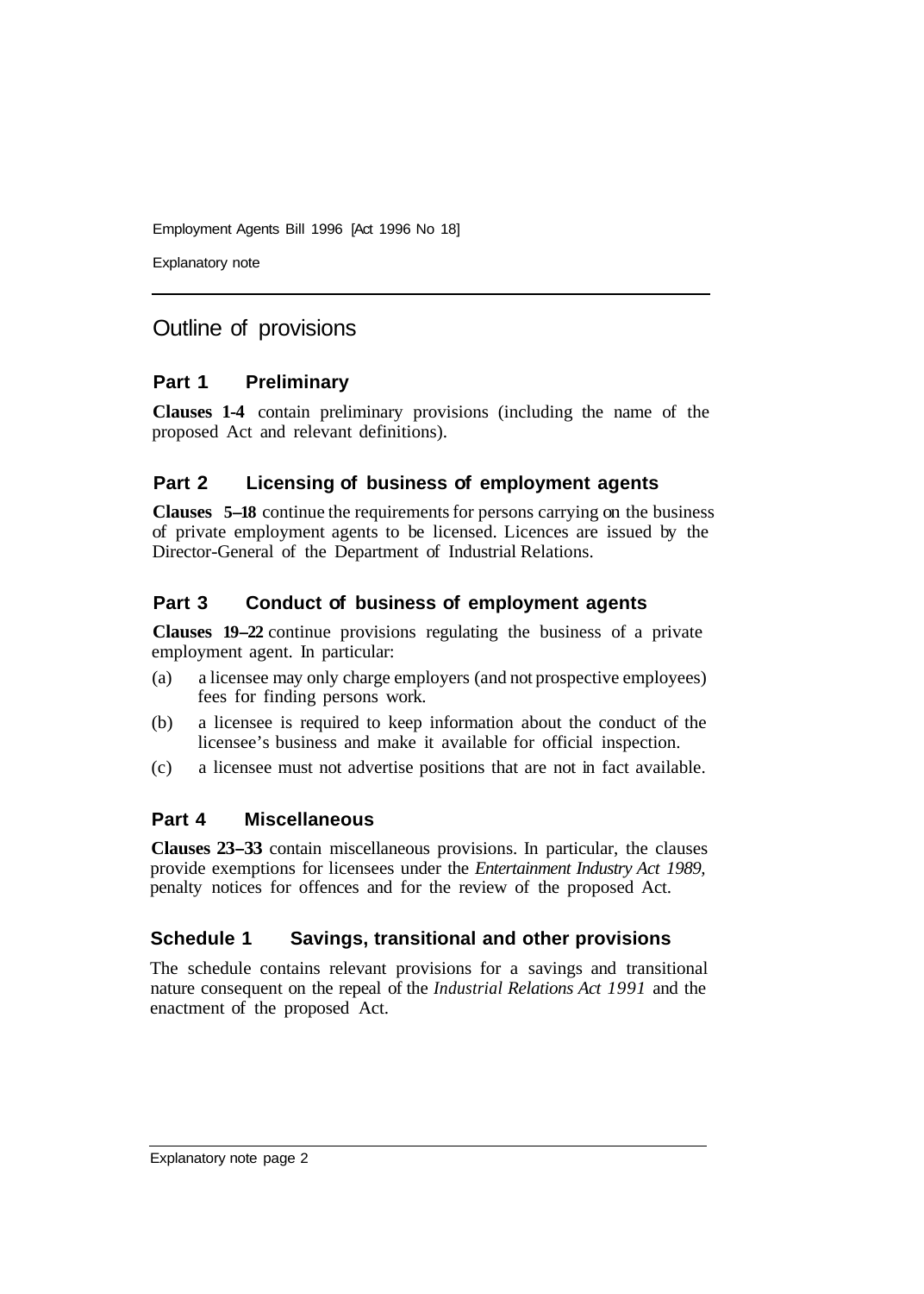## Outline of provisions

### Part 1 Preliminary

**Clauses 1-4** contain preliminary provisions (including the name of the proposed Act and relevant definitions).

### Part 2 Licensing of business of employment agents

**Clauses 5–18** continue the requirements for persons carrying on the business of private employment agents to be licensed. Licences are issued by the Director-General of the Department of Industrial Relations.

### Part 3 Conduct of business of employment agents

**Clauses 19–22** continue provisions regulating the business of a private employment agent. In particular:

(a) a licensee may only charge employers (and not prospective employees) fees for finding persons work.

(b) a licensee is required to keep information about the conduct of the licensee's business and make it available for official inspection.

(c) a licensee must not advertise positions that are not in fact available.

### Part 4 Miscellaneous

**Clauses 23–33** contain miscellaneous provisions. In particular, the clauses provide exemptions for licensees under the *Entertainment Industry Act 1989,* penalty notices for offences and for the review of the proposed Act.

### Schedule 1 Savings, transitional and other provisions

The schedule contains relevant provisions for a savings and transitional nature consequent on the repeal of the *Industrial Relations Act 1991* and the enactment of the proposed Act.